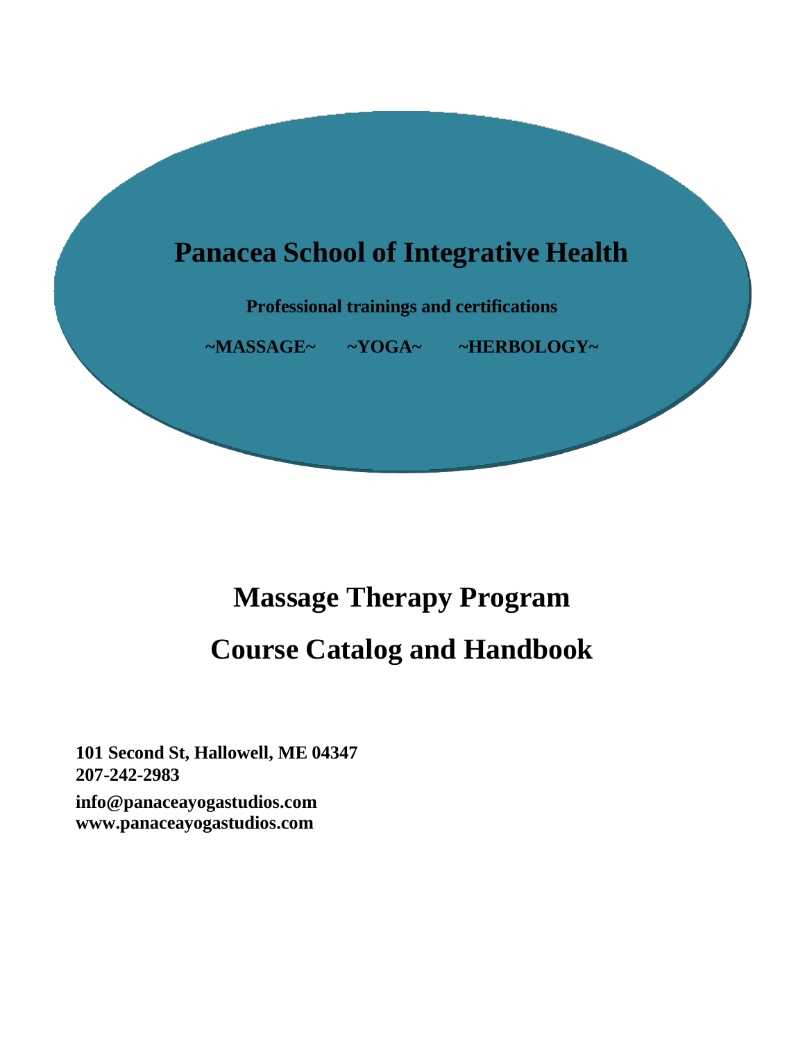# Panacea School of Integrative Health

**Professional trainings and certifications**

**~MASSAGE~ ~YOGA~ ~HERBOLOGY~**

# Massage Therapy Program

# Course Catalog and Handbook

**101 Second St, Hallowell, ME 04347**
**207-242-2983**

**info@panaceayogastudios.com**
**www.panaceayogastudios.com**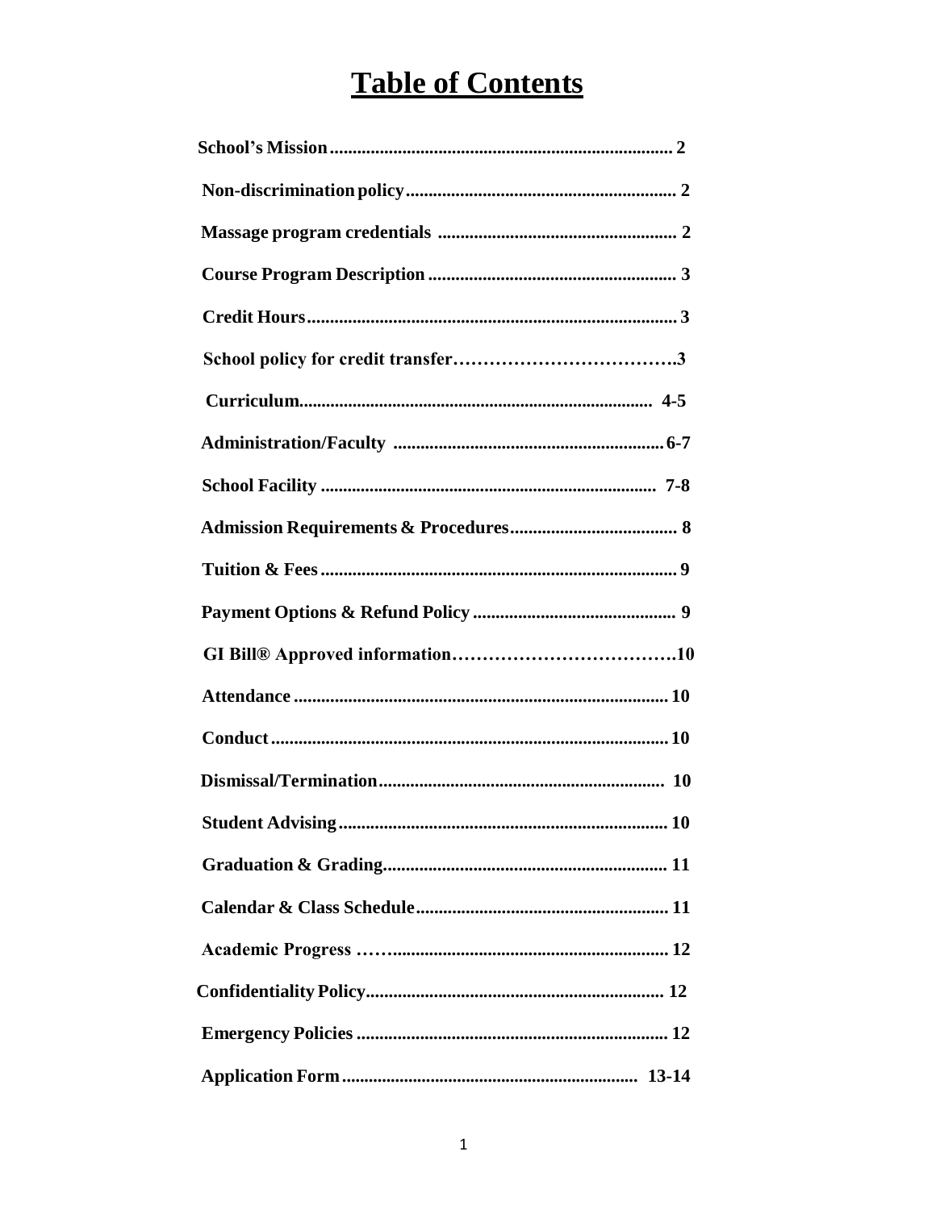# Table of Contents

| | |
|---|---|
| **School's Mission** | **2** |
| **Non-discrimination policy** | **2** |
| **Massage program credentials** | **2** |
| **Course Program Description** | **3** |
| **Credit Hours** | **3** |
| **School policy for credit transfer** | **3** |
| **Curriculum** | **4-5** |
| **Administration/Faculty** | **6-7** |
| **School Facility** | **7-8** |
| **Admission Requirements & Procedures** | **8** |
| **Tuition & Fees** | **9** |
| **Payment Options & Refund Policy** | **9** |
| **GI Bill® Approved information** | **10** |
| **Attendance** | **10** |
| **Conduct** | **10** |
| **Dismissal/Termination** | **10** |
| **Student Advising** | **10** |
| **Graduation & Grading** | **11** |
| **Calendar & Class Schedule** | **11** |
| **Academic Progress** | **12** |
| **Confidentiality Policy** | **12** |
| **Emergency Policies** | **12** |
| **Application Form** | **13-14** |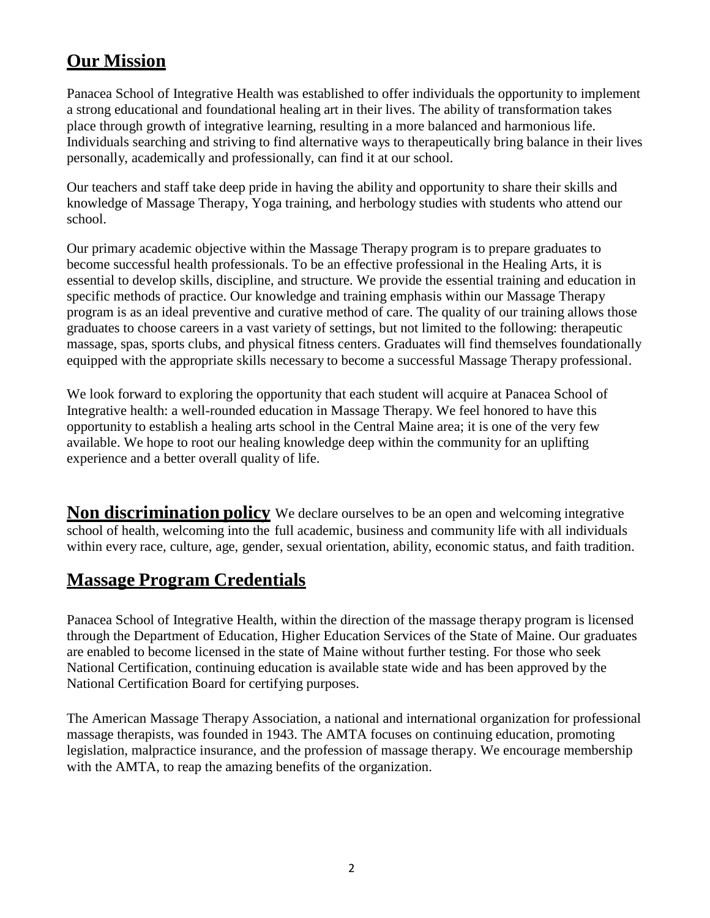## Our Mission

Panacea School of Integrative Health was established to offer individuals the opportunity to implement a strong educational and foundational healing art in their lives. The ability of transformation takes place through growth of integrative learning, resulting in a more balanced and harmonious life. Individuals searching and striving to find alternative ways to therapeutically bring balance in their lives personally, academically and professionally, can find it at our school.

Our teachers and staff take deep pride in having the ability and opportunity to share their skills and knowledge of Massage Therapy, Yoga training, and herbology studies with students who attend our school.

Our primary academic objective within the Massage Therapy program is to prepare graduates to become successful health professionals. To be an effective professional in the Healing Arts, it is essential to develop skills, discipline, and structure. We provide the essential training and education in specific methods of practice. Our knowledge and training emphasis within our Massage Therapy program is as an ideal preventive and curative method of care. The quality of our training allows those graduates to choose careers in a vast variety of settings, but not limited to the following: therapeutic massage, spas, sports clubs, and physical fitness centers. Graduates will find themselves foundationally equipped with the appropriate skills necessary to become a successful Massage Therapy professional.

We look forward to exploring the opportunity that each student will acquire at Panacea School of Integrative health: a well-rounded education in Massage Therapy. We feel honored to have this opportunity to establish a healing arts school in the Central Maine area; it is one of the very few available. We hope to root our healing knowledge deep within the community for an uplifting experience and a better overall quality of life.

**Non discrimination policy** We declare ourselves to be an open and welcoming integrative school of health, welcoming into the full academic, business and community life with all individuals within every race, culture, age, gender, sexual orientation, ability, economic status, and faith tradition.

## Massage Program Credentials

Panacea School of Integrative Health, within the direction of the massage therapy program is licensed through the Department of Education, Higher Education Services of the State of Maine. Our graduates are enabled to become licensed in the state of Maine without further testing. For those who seek National Certification, continuing education is available state wide and has been approved by the National Certification Board for certifying purposes.

The American Massage Therapy Association, a national and international organization for professional massage therapists, was founded in 1943. The AMTA focuses on continuing education, promoting legislation, malpractice insurance, and the profession of massage therapy. We encourage membership with the AMTA, to reap the amazing benefits of the organization.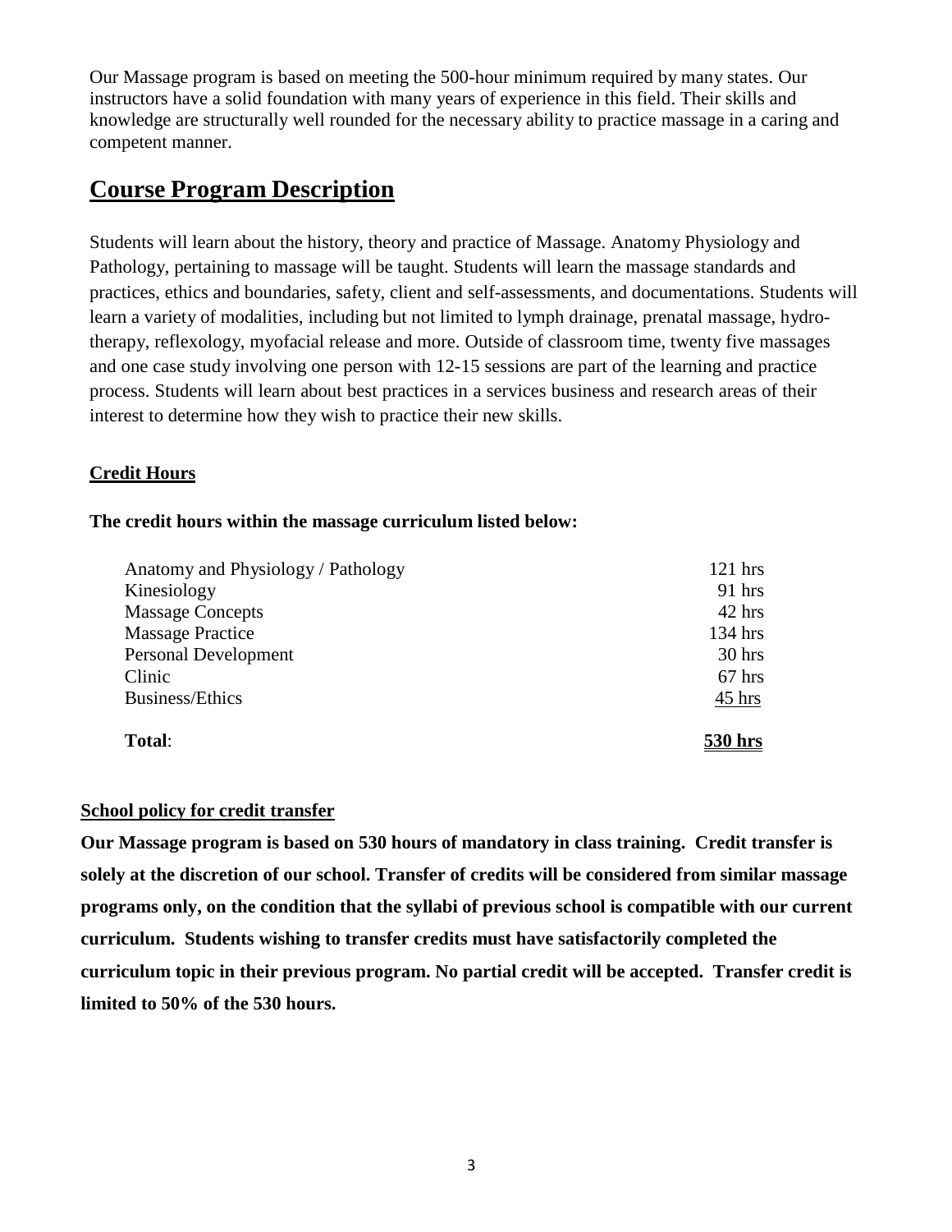Our Massage program is based on meeting the 500-hour minimum required by many states. Our instructors have a solid foundation with many years of experience in this field. Their skills and knowledge are structurally well rounded for the necessary ability to practice massage in a caring and competent manner.

## Course Program Description

Students will learn about the history, theory and practice of Massage. Anatomy Physiology and Pathology, pertaining to massage will be taught. Students will learn the massage standards and practices, ethics and boundaries, safety, client and self-assessments, and documentations. Students will learn a variety of modalities, including but not limited to lymph drainage, prenatal massage, hydro-therapy, reflexology, myofacial release and more. Outside of classroom time, twenty five massages and one case study involving one person with 12-15 sessions are part of the learning and practice process. Students will learn about best practices in a services business and research areas of their interest to determine how they wish to practice their new skills.

### Credit Hours

**The credit hours within the massage curriculum listed below:**

| Course | Hours |
|---|---|
| Anatomy and Physiology / Pathology | 121 hrs |
| Kinesiology | 91 hrs |
| Massage Concepts | 42 hrs |
| Massage Practice | 134 hrs |
| Personal Development | 30 hrs |
| Clinic | 67 hrs |
| Business/Ethics | 45 hrs |
| **Total**: | **530 hrs** |

### School policy for credit transfer

**Our Massage program is based on 530 hours of mandatory in class training. Credit transfer is solely at the discretion of our school. Transfer of credits will be considered from similar massage programs only, on the condition that the syllabi of previous school is compatible with our current curriculum. Students wishing to transfer credits must have satisfactorily completed the curriculum topic in their previous program. No partial credit will be accepted. Transfer credit is limited to 50% of the 530 hours.**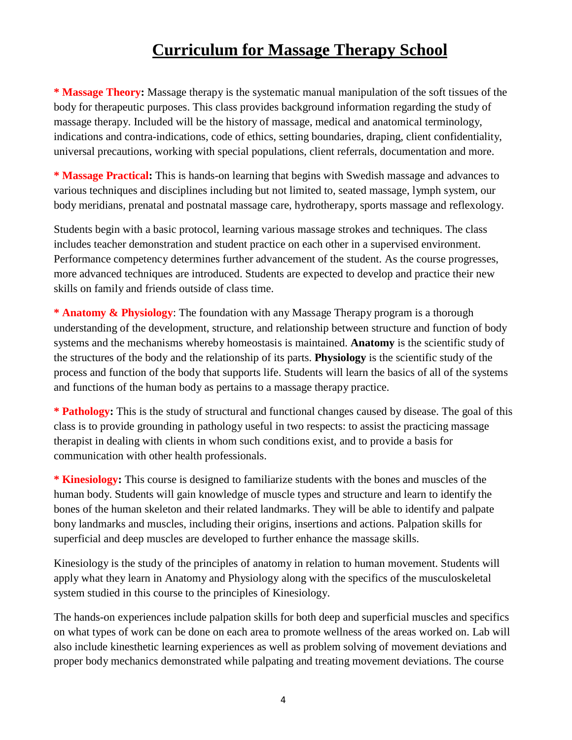# Curriculum for Massage Therapy School

**\* Massage Theory:** Massage therapy is the systematic manual manipulation of the soft tissues of the body for therapeutic purposes. This class provides background information regarding the study of massage therapy. Included will be the history of massage, medical and anatomical terminology, indications and contra-indications, code of ethics, setting boundaries, draping, client confidentiality, universal precautions, working with special populations, client referrals, documentation and more.

**\* Massage Practical:** This is hands-on learning that begins with Swedish massage and advances to various techniques and disciplines including but not limited to, seated massage, lymph system, our body meridians, prenatal and postnatal massage care, hydrotherapy, sports massage and reflexology.

Students begin with a basic protocol, learning various massage strokes and techniques. The class includes teacher demonstration and student practice on each other in a supervised environment. Performance competency determines further advancement of the student. As the course progresses, more advanced techniques are introduced. Students are expected to develop and practice their new skills on family and friends outside of class time.

**\* Anatomy & Physiology**: The foundation with any Massage Therapy program is a thorough understanding of the development, structure, and relationship between structure and function of body systems and the mechanisms whereby homeostasis is maintained. **Anatomy** is the scientific study of the structures of the body and the relationship of its parts. **Physiology** is the scientific study of the process and function of the body that supports life. Students will learn the basics of all of the systems and functions of the human body as pertains to a massage therapy practice.

**\* Pathology:** This is the study of structural and functional changes caused by disease. The goal of this class is to provide grounding in pathology useful in two respects: to assist the practicing massage therapist in dealing with clients in whom such conditions exist, and to provide a basis for communication with other health professionals.

**\* Kinesiology:** This course is designed to familiarize students with the bones and muscles of the human body. Students will gain knowledge of muscle types and structure and learn to identify the bones of the human skeleton and their related landmarks. They will be able to identify and palpate bony landmarks and muscles, including their origins, insertions and actions. Palpation skills for superficial and deep muscles are developed to further enhance the massage skills.

Kinesiology is the study of the principles of anatomy in relation to human movement. Students will apply what they learn in Anatomy and Physiology along with the specifics of the musculoskeletal system studied in this course to the principles of Kinesiology.

The hands-on experiences include palpation skills for both deep and superficial muscles and specifics on what types of work can be done on each area to promote wellness of the areas worked on. Lab will also include kinesthetic learning experiences as well as problem solving of movement deviations and proper body mechanics demonstrated while palpating and treating movement deviations. The course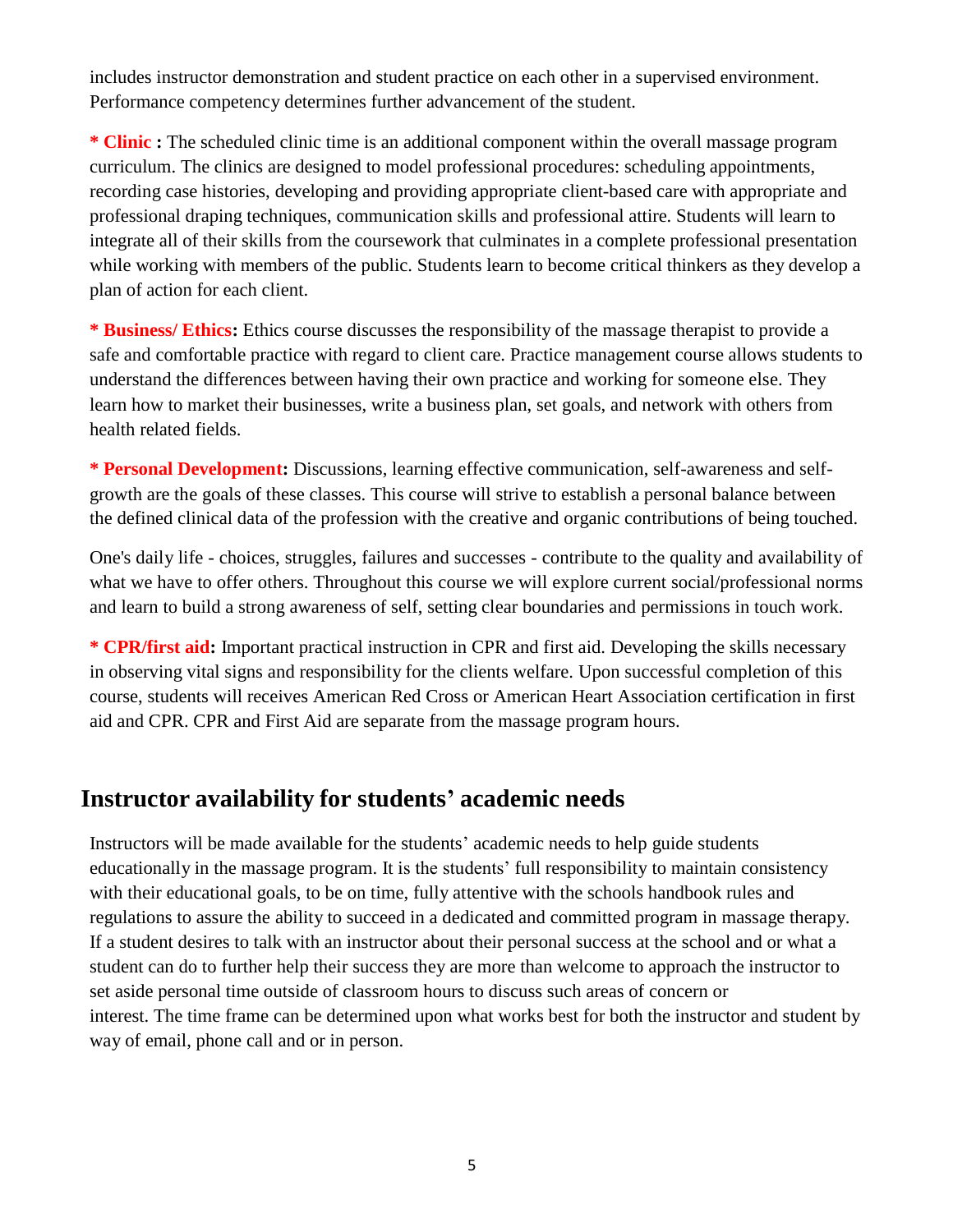includes instructor demonstration and student practice on each other in a supervised environment. Performance competency determines further advancement of the student.

**\* Clinic :** The scheduled clinic time is an additional component within the overall massage program curriculum. The clinics are designed to model professional procedures: scheduling appointments, recording case histories, developing and providing appropriate client-based care with appropriate and professional draping techniques, communication skills and professional attire. Students will learn to integrate all of their skills from the coursework that culminates in a complete professional presentation while working with members of the public. Students learn to become critical thinkers as they develop a plan of action for each client.

**\* Business/ Ethics:** Ethics course discusses the responsibility of the massage therapist to provide a safe and comfortable practice with regard to client care. Practice management course allows students to understand the differences between having their own practice and working for someone else. They learn how to market their businesses, write a business plan, set goals, and network with others from health related fields.

**\* Personal Development:** Discussions, learning effective communication, self-awareness and self-growth are the goals of these classes. This course will strive to establish a personal balance between the defined clinical data of the profession with the creative and organic contributions of being touched.

One's daily life - choices, struggles, failures and successes - contribute to the quality and availability of what we have to offer others. Throughout this course we will explore current social/professional norms and learn to build a strong awareness of self, setting clear boundaries and permissions in touch work.

**\* CPR/first aid:** Important practical instruction in CPR and first aid. Developing the skills necessary in observing vital signs and responsibility for the clients welfare. Upon successful completion of this course, students will receives American Red Cross or American Heart Association certification in first aid and CPR. CPR and First Aid are separate from the massage program hours.

## Instructor availability for students' academic needs

Instructors will be made available for the students' academic needs to help guide students educationally in the massage program. It is the students' full responsibility to maintain consistency with their educational goals, to be on time, fully attentive with the schools handbook rules and regulations to assure the ability to succeed in a dedicated and committed program in massage therapy. If a student desires to talk with an instructor about their personal success at the school and or what a student can do to further help their success they are more than welcome to approach the instructor to set aside personal time outside of classroom hours to discuss such areas of concern or interest. The time frame can be determined upon what works best for both the instructor and student by way of email, phone call and or in person.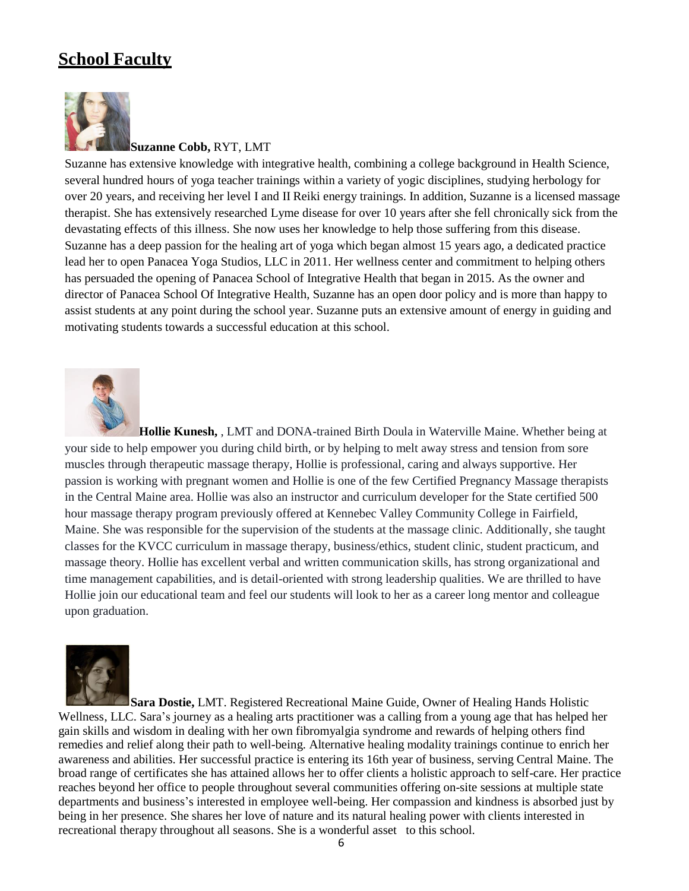## School Faculty

**Suzanne Cobb,** RYT, LMT

Suzanne has extensive knowledge with integrative health, combining a college background in Health Science, several hundred hours of yoga teacher trainings within a variety of yogic disciplines, studying herbology for over 20 years, and receiving her level I and II Reiki energy trainings. In addition, Suzanne is a licensed massage therapist. She has extensively researched Lyme disease for over 10 years after she fell chronically sick from the devastating effects of this illness. She now uses her knowledge to help those suffering from this disease. Suzanne has a deep passion for the healing art of yoga which began almost 15 years ago, a dedicated practice lead her to open Panacea Yoga Studios, LLC in 2011. Her wellness center and commitment to helping others has persuaded the opening of Panacea School of Integrative Health that began in 2015. As the owner and director of Panacea School Of Integrative Health, Suzanne has an open door policy and is more than happy to assist students at any point during the school year. Suzanne puts an extensive amount of energy in guiding and motivating students towards a successful education at this school.

**Hollie Kunesh,** , LMT and DONA-trained Birth Doula in Waterville Maine. Whether being at your side to help empower you during child birth, or by helping to melt away stress and tension from sore muscles through therapeutic massage therapy, Hollie is professional, caring and always supportive. Her passion is working with pregnant women and Hollie is one of the few Certified Pregnancy Massage therapists in the Central Maine area. Hollie was also an instructor and curriculum developer for the State certified 500 hour massage therapy program previously offered at Kennebec Valley Community College in Fairfield, Maine. She was responsible for the supervision of the students at the massage clinic. Additionally, she taught classes for the KVCC curriculum in massage therapy, business/ethics, student clinic, student practicum, and massage theory. Hollie has excellent verbal and written communication skills, has strong organizational and time management capabilities, and is detail-oriented with strong leadership qualities. We are thrilled to have Hollie join our educational team and feel our students will look to her as a career long mentor and colleague upon graduation.

**Sara Dostie,** LMT. Registered Recreational Maine Guide, Owner of Healing Hands Holistic Wellness, LLC. Sara's journey as a healing arts practitioner was a calling from a young age that has helped her gain skills and wisdom in dealing with her own fibromyalgia syndrome and rewards of helping others find remedies and relief along their path to well-being. Alternative healing modality trainings continue to enrich her awareness and abilities. Her successful practice is entering its 16th year of business, serving Central Maine. The broad range of certificates she has attained allows her to offer clients a holistic approach to self-care. Her practice reaches beyond her office to people throughout several communities offering on-site sessions at multiple state departments and business's interested in employee well-being. Her compassion and kindness is absorbed just by being in her presence. She shares her love of nature and its natural healing power with clients interested in recreational therapy throughout all seasons. She is a wonderful asset to this school.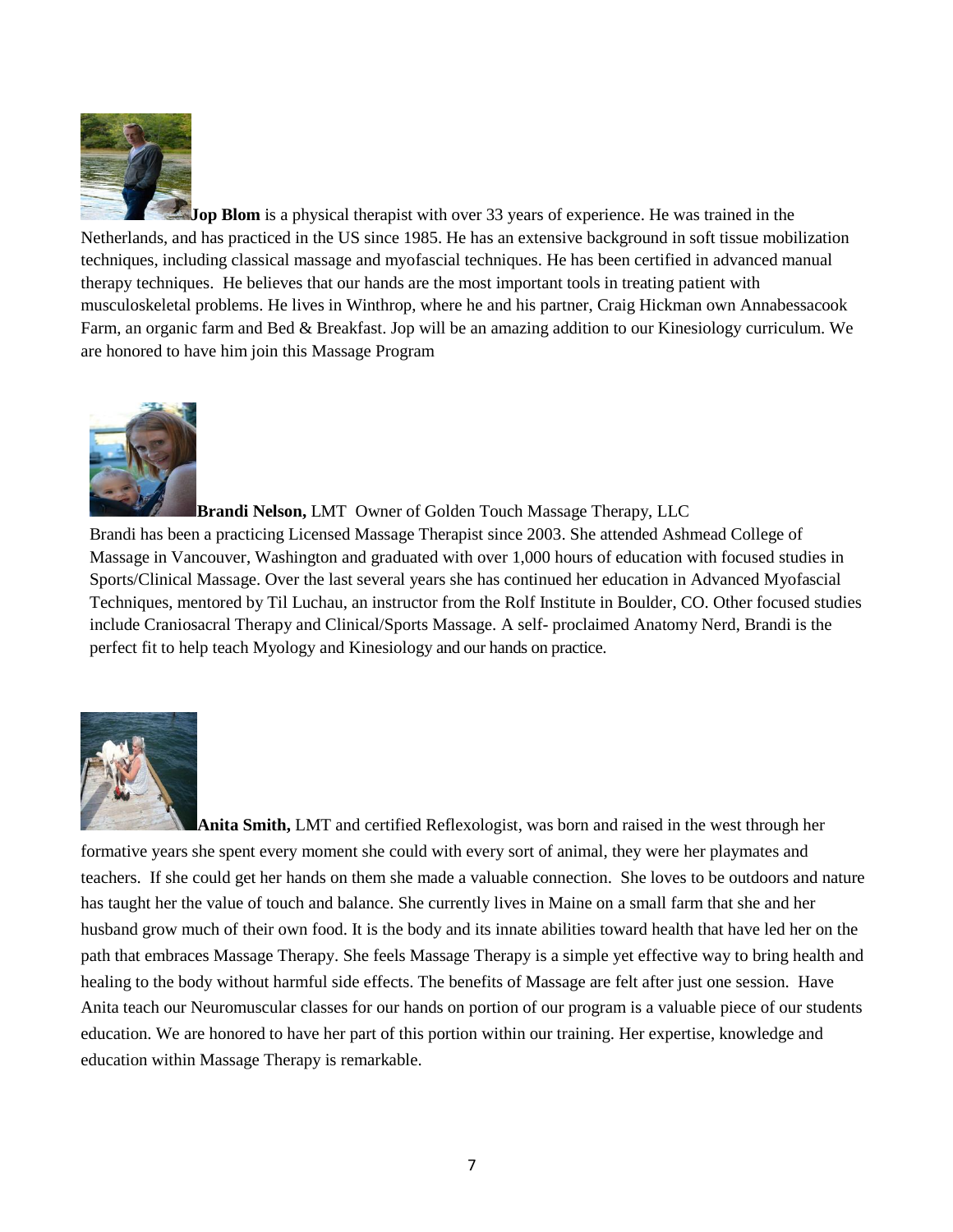**Jop Blom** is a physical therapist with over 33 years of experience. He was trained in the Netherlands, and has practiced in the US since 1985. He has an extensive background in soft tissue mobilization techniques, including classical massage and myofascial techniques. He has been certified in advanced manual therapy techniques. He believes that our hands are the most important tools in treating patient with musculoskeletal problems. He lives in Winthrop, where he and his partner, Craig Hickman own Annabessacook Farm, an organic farm and Bed & Breakfast. Jop will be an amazing addition to our Kinesiology curriculum. We are honored to have him join this Massage Program

**Brandi Nelson,** LMT Owner of Golden Touch Massage Therapy, LLC

Brandi has been a practicing Licensed Massage Therapist since 2003. She attended Ashmead College of Massage in Vancouver, Washington and graduated with over 1,000 hours of education with focused studies in Sports/Clinical Massage. Over the last several years she has continued her education in Advanced Myofascial Techniques, mentored by Til Luchau, an instructor from the Rolf Institute in Boulder, CO. Other focused studies include Craniosacral Therapy and Clinical/Sports Massage. A self- proclaimed Anatomy Nerd, Brandi is the perfect fit to help teach Myology and Kinesiology and our hands on practice.

**Anita Smith,** LMT and certified Reflexologist, was born and raised in the west through her formative years she spent every moment she could with every sort of animal, they were her playmates and teachers. If she could get her hands on them she made a valuable connection. She loves to be outdoors and nature has taught her the value of touch and balance. She currently lives in Maine on a small farm that she and her husband grow much of their own food. It is the body and its innate abilities toward health that have led her on the path that embraces Massage Therapy. She feels Massage Therapy is a simple yet effective way to bring health and healing to the body without harmful side effects. The benefits of Massage are felt after just one session. Have Anita teach our Neuromuscular classes for our hands on portion of our program is a valuable piece of our students education. We are honored to have her part of this portion within our training. Her expertise, knowledge and education within Massage Therapy is remarkable.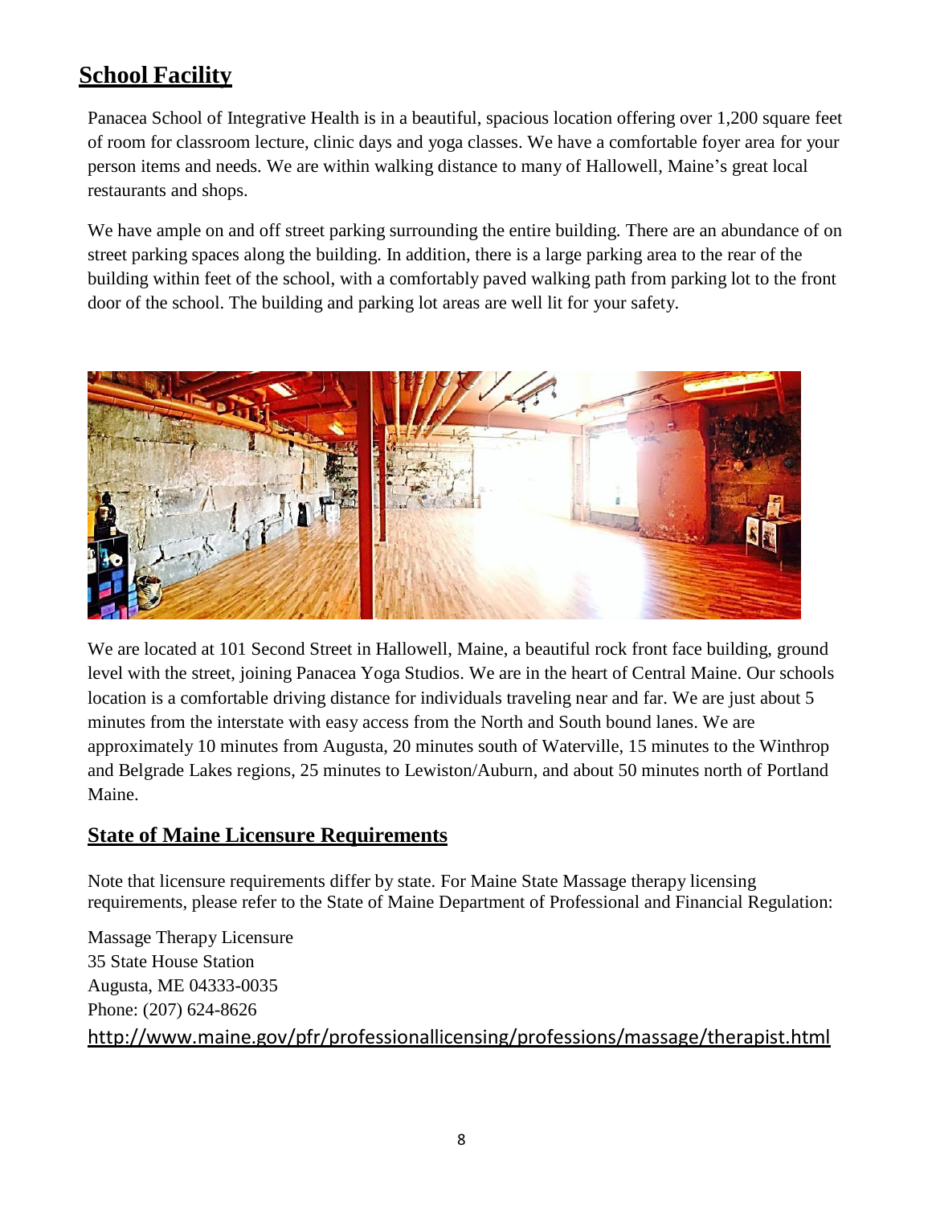## School Facility

Panacea School of Integrative Health is in a beautiful, spacious location offering over 1,200 square feet of room for classroom lecture, clinic days and yoga classes. We have a comfortable foyer area for your person items and needs. We are within walking distance to many of Hallowell, Maine's great local restaurants and shops.

We have ample on and off street parking surrounding the entire building. There are an abundance of on street parking spaces along the building. In addition, there is a large parking area to the rear of the building within feet of the school, with a comfortably paved walking path from parking lot to the front door of the school. The building and parking lot areas are well lit for your safety.

We are located at 101 Second Street in Hallowell, Maine, a beautiful rock front face building, ground level with the street, joining Panacea Yoga Studios. We are in the heart of Central Maine. Our schools location is a comfortable driving distance for individuals traveling near and far. We are just about 5 minutes from the interstate with easy access from the North and South bound lanes. We are approximately 10 minutes from Augusta, 20 minutes south of Waterville, 15 minutes to the Winthrop and Belgrade Lakes regions, 25 minutes to Lewiston/Auburn, and about 50 minutes north of Portland Maine.

### State of Maine Licensure Requirements

Note that licensure requirements differ by state. For Maine State Massage therapy licensing requirements, please refer to the State of Maine Department of Professional and Financial Regulation:

Massage Therapy Licensure
35 State House Station
Augusta, ME 04333-0035
Phone: (207) 624-8626
http://www.maine.gov/pfr/professionallicensing/professions/massage/therapist.html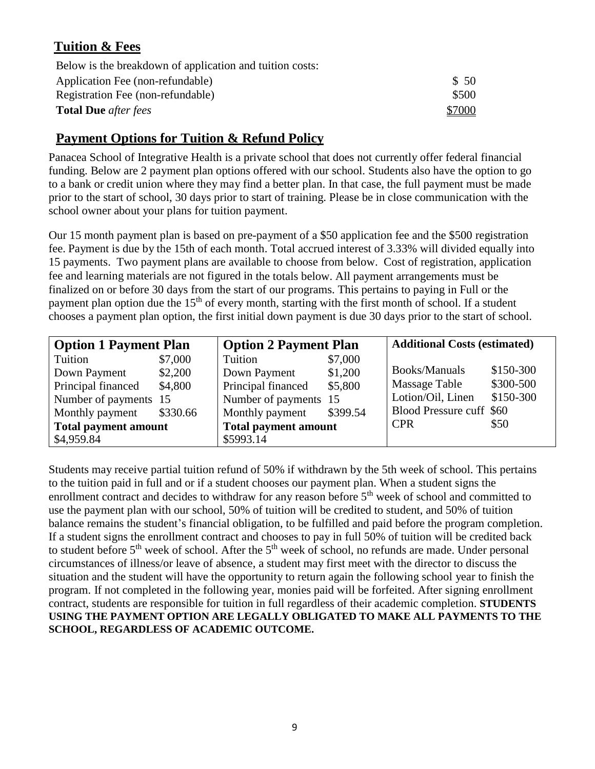## Tuition & Fees

Below is the breakdown of application and tuition costs:

| | |
|---|---|
| Application Fee (non-refundable) | $ 50 |
| Registration Fee (non-refundable) | $500 |
| **Total Due** *after fees* | $7000 |

## Payment Options for Tuition & Refund Policy

Panacea School of Integrative Health is a private school that does not currently offer federal financial funding. Below are 2 payment plan options offered with our school. Students also have the option to go to a bank or credit union where they may find a better plan. In that case, the full payment must be made prior to the start of school, 30 days prior to start of training. Please be in close communication with the school owner about your plans for tuition payment.

Our 15 month payment plan is based on pre-payment of a $50 application fee and the $500 registration fee. Payment is due by the 15th of each month. Total accrued interest of 3.33% will divided equally into 15 payments. Two payment plans are available to choose from below. Cost of registration, application fee and learning materials are not figured in the totals below. All payment arrangements must be finalized on or before 30 days from the start of our programs. This pertains to paying in Full or the payment plan option due the 15th of every month, starting with the first month of school. If a student chooses a payment plan option, the first initial down payment is due 30 days prior to the start of school.

| **Option 1 Payment Plan** | | **Option 2 Payment Plan** | | **Additional Costs (estimated)** | |
|---|---|---|---|---|---|
| Tuition | $7,000 | Tuition | $7,000 | | |
| Down Payment | $2,200 | Down Payment | $1,200 | Books/Manuals | $150-300 |
| Principal financed | $4,800 | Principal financed | $5,800 | Massage Table | $300-500 |
| Number of payments | 15 | Number of payments | 15 | Lotion/Oil, Linen | $150-300 |
| Monthly payment | $330.66 | Monthly payment | $399.54 | Blood Pressure cuff | $60 |
| **Total payment amount** | | **Total payment amount** | | CPR | $50 |
| $4,959.84 | | $5993.14 | | | |

Students may receive partial tuition refund of 50% if withdrawn by the 5th week of school. This pertains to the tuition paid in full and or if a student chooses our payment plan. When a student signs the enrollment contract and decides to withdraw for any reason before 5th week of school and committed to use the payment plan with our school, 50% of tuition will be credited to student, and 50% of tuition balance remains the student's financial obligation, to be fulfilled and paid before the program completion. If a student signs the enrollment contract and chooses to pay in full 50% of tuition will be credited back to student before 5th week of school. After the 5th week of school, no refunds are made. Under personal circumstances of illness/or leave of absence, a student may first meet with the director to discuss the situation and the student will have the opportunity to return again the following school year to finish the program. If not completed in the following year, monies paid will be forfeited. After signing enrollment contract, students are responsible for tuition in full regardless of their academic completion. **STUDENTS USING THE PAYMENT OPTION ARE LEGALLY OBLIGATED TO MAKE ALL PAYMENTS TO THE SCHOOL, REGARDLESS OF ACADEMIC OUTCOME.**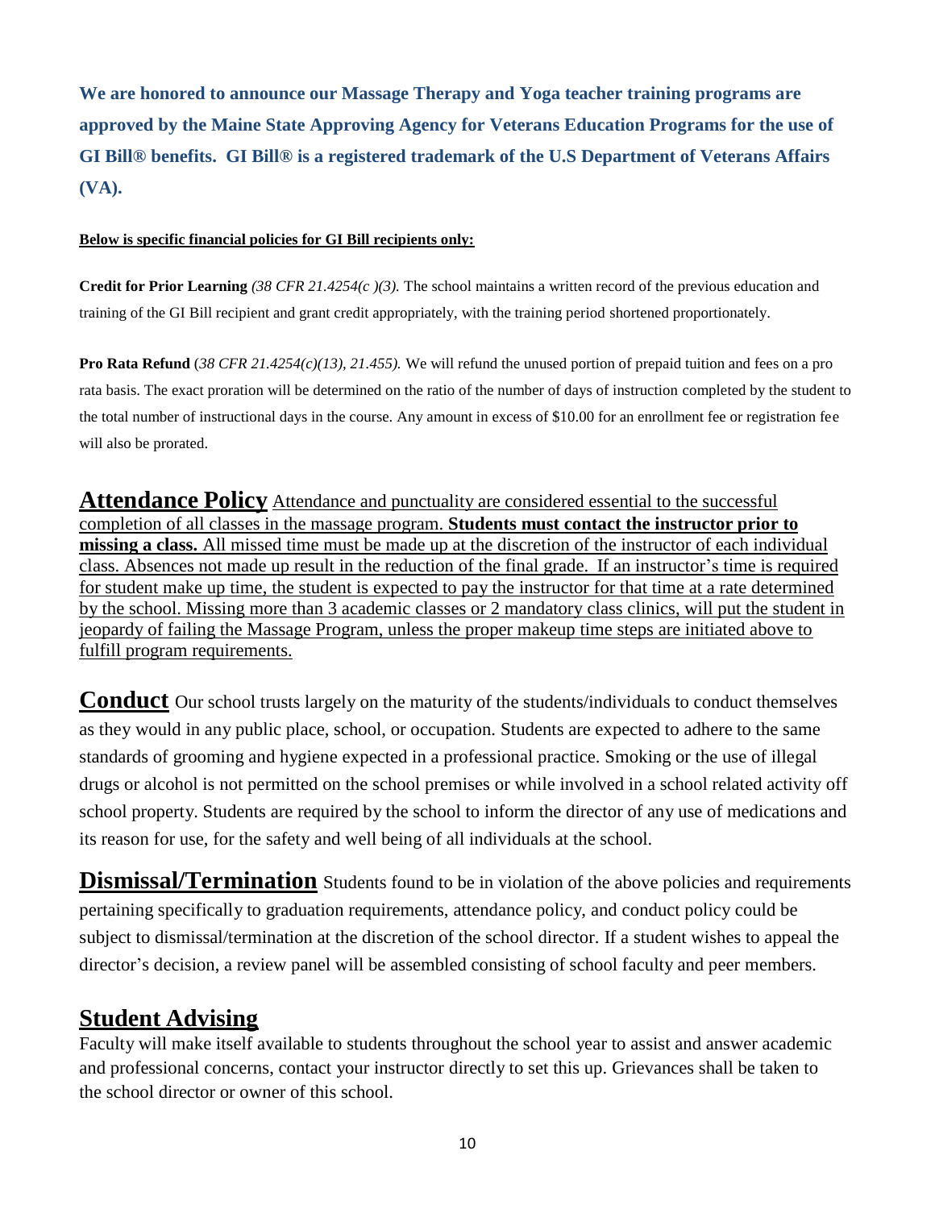**We are honored to announce our Massage Therapy and Yoga teacher training programs are approved by the Maine State Approving Agency for Veterans Education Programs for the use of GI Bill® benefits. GI Bill® is a registered trademark of the U.S Department of Veterans Affairs (VA).**

**Below is specific financial policies for GI Bill recipients only:**

**Credit for Prior Learning** *(38 CFR 21.4254(c )(3).* The school maintains a written record of the previous education and training of the GI Bill recipient and grant credit appropriately, with the training period shortened proportionately.

**Pro Rata Refund** (*38 CFR 21.4254(c)(13), 21.455).* We will refund the unused portion of prepaid tuition and fees on a pro rata basis. The exact proration will be determined on the ratio of the number of days of instruction completed by the student to the total number of instructional days in the course. Any amount in excess of $10.00 for an enrollment fee or registration fee will also be prorated.

**Attendance Policy** Attendance and punctuality are considered essential to the successful completion of all classes in the massage program. **Students must contact the instructor prior to missing a class.** All missed time must be made up at the discretion of the instructor of each individual class. Absences not made up result in the reduction of the final grade. If an instructor's time is required for student make up time, the student is expected to pay the instructor for that time at a rate determined by the school. Missing more than 3 academic classes or 2 mandatory class clinics, will put the student in jeopardy of failing the Massage Program, unless the proper makeup time steps are initiated above to fulfill program requirements.

**Conduct** Our school trusts largely on the maturity of the students/individuals to conduct themselves as they would in any public place, school, or occupation. Students are expected to adhere to the same standards of grooming and hygiene expected in a professional practice. Smoking or the use of illegal drugs or alcohol is not permitted on the school premises or while involved in a school related activity off school property. Students are required by the school to inform the director of any use of medications and its reason for use, for the safety and well being of all individuals at the school.

**Dismissal/Termination** Students found to be in violation of the above policies and requirements pertaining specifically to graduation requirements, attendance policy, and conduct policy could be subject to dismissal/termination at the discretion of the school director. If a student wishes to appeal the director's decision, a review panel will be assembled consisting of school faculty and peer members.

## Student Advising

Faculty will make itself available to students throughout the school year to assist and answer academic and professional concerns, contact your instructor directly to set this up. Grievances shall be taken to the school director or owner of this school.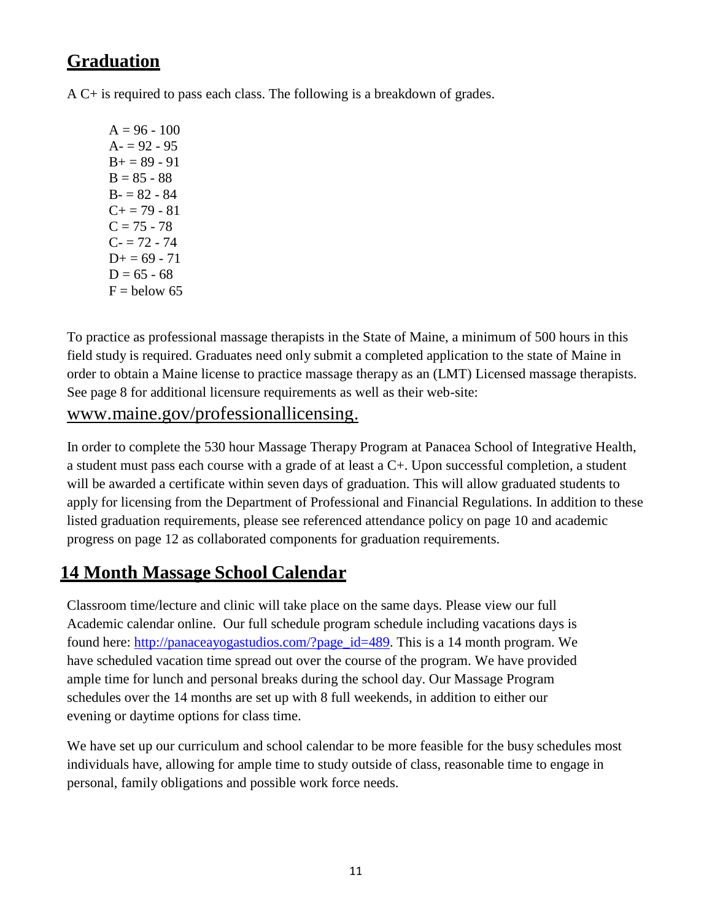## Graduation

A C+ is required to pass each class. The following is a breakdown of grades.

A = 96 - 100
A- = 92 - 95
B+ = 89 - 91
B = 85 - 88
B- = 82 - 84
C+ = 79 - 81
C = 75 - 78
C- = 72 - 74
D+ = 69 - 71
D = 65 - 68
F = below 65

To practice as professional massage therapists in the State of Maine, a minimum of 500 hours in this field study is required. Graduates need only submit a completed application to the state of Maine in order to obtain a Maine license to practice massage therapy as an (LMT) Licensed massage therapists. See page 8 for additional licensure requirements as well as their web-site: www.maine.gov/professionallicensing.

In order to complete the 530 hour Massage Therapy Program at Panacea School of Integrative Health, a student must pass each course with a grade of at least a C+. Upon successful completion, a student will be awarded a certificate within seven days of graduation. This will allow graduated students to apply for licensing from the Department of Professional and Financial Regulations. In addition to these listed graduation requirements, please see referenced attendance policy on page 10 and academic progress on page 12 as collaborated components for graduation requirements.

## 14 Month Massage School Calendar

Classroom time/lecture and clinic will take place on the same days. Please view our full Academic calendar online. Our full schedule program schedule including vacations days is found here: http://panaceayogastudios.com/?page_id=489. This is a 14 month program. We have scheduled vacation time spread out over the course of the program. We have provided ample time for lunch and personal breaks during the school day. Our Massage Program schedules over the 14 months are set up with 8 full weekends, in addition to either our evening or daytime options for class time.

We have set up our curriculum and school calendar to be more feasible for the busy schedules most individuals have, allowing for ample time to study outside of class, reasonable time to engage in personal, family obligations and possible work force needs.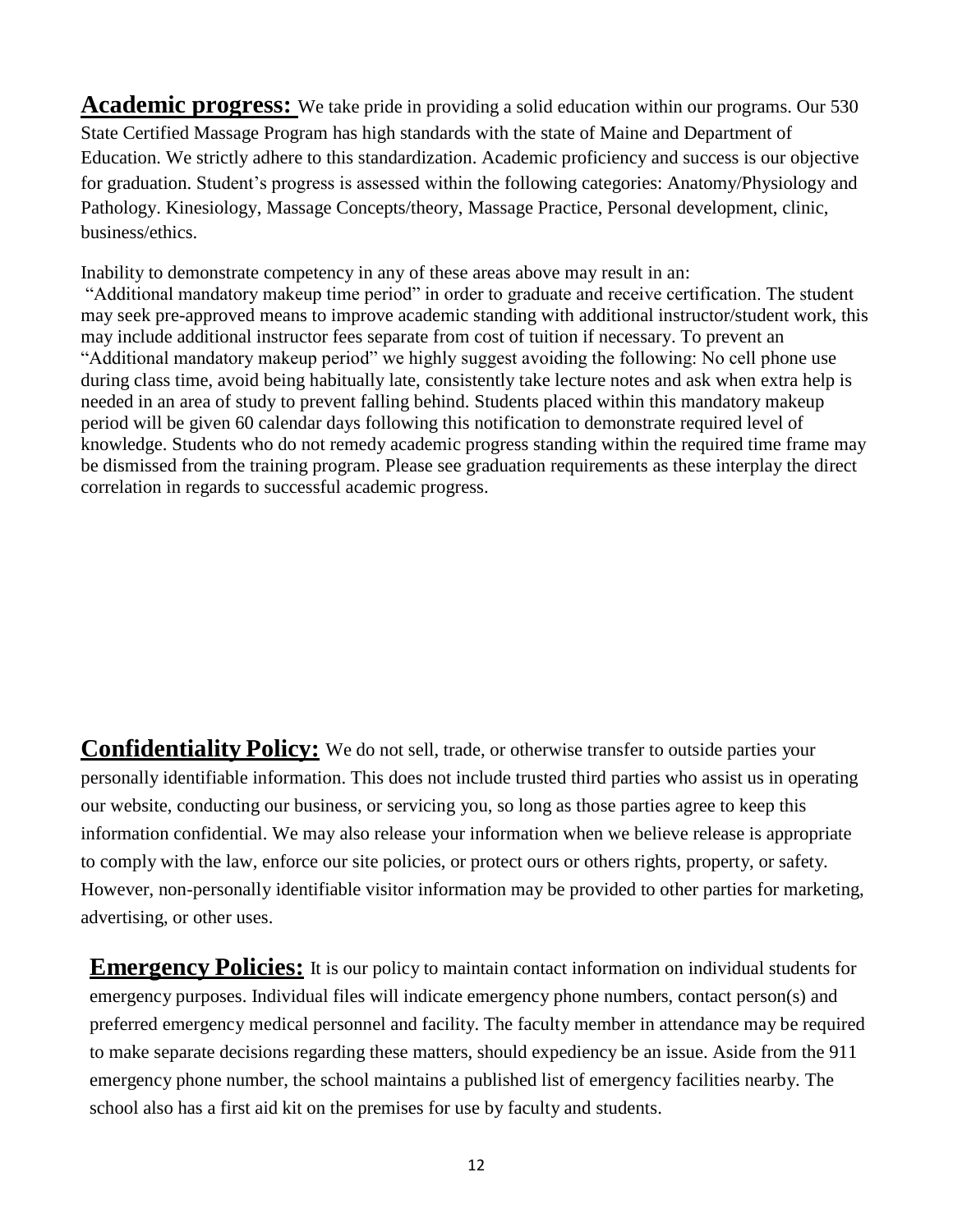**Academic progress:** We take pride in providing a solid education within our programs. Our 530 State Certified Massage Program has high standards with the state of Maine and Department of Education. We strictly adhere to this standardization. Academic proficiency and success is our objective for graduation. Student's progress is assessed within the following categories: Anatomy/Physiology and Pathology. Kinesiology, Massage Concepts/theory, Massage Practice, Personal development, clinic, business/ethics.

Inability to demonstrate competency in any of these areas above may result in an:
"Additional mandatory makeup time period" in order to graduate and receive certification. The student may seek pre-approved means to improve academic standing with additional instructor/student work, this may include additional instructor fees separate from cost of tuition if necessary. To prevent an "Additional mandatory makeup period" we highly suggest avoiding the following: No cell phone use during class time, avoid being habitually late, consistently take lecture notes and ask when extra help is needed in an area of study to prevent falling behind. Students placed within this mandatory makeup period will be given 60 calendar days following this notification to demonstrate required level of knowledge. Students who do not remedy academic progress standing within the required time frame may be dismissed from the training program. Please see graduation requirements as these interplay the direct correlation in regards to successful academic progress.

**Confidentiality Policy:** We do not sell, trade, or otherwise transfer to outside parties your personally identifiable information. This does not include trusted third parties who assist us in operating our website, conducting our business, or servicing you, so long as those parties agree to keep this information confidential. We may also release your information when we believe release is appropriate to comply with the law, enforce our site policies, or protect ours or others rights, property, or safety. However, non-personally identifiable visitor information may be provided to other parties for marketing, advertising, or other uses.

**Emergency Policies:** It is our policy to maintain contact information on individual students for emergency purposes. Individual files will indicate emergency phone numbers, contact person(s) and preferred emergency medical personnel and facility. The faculty member in attendance may be required to make separate decisions regarding these matters, should expediency be an issue. Aside from the 911 emergency phone number, the school maintains a published list of emergency facilities nearby. The school also has a first aid kit on the premises for use by faculty and students.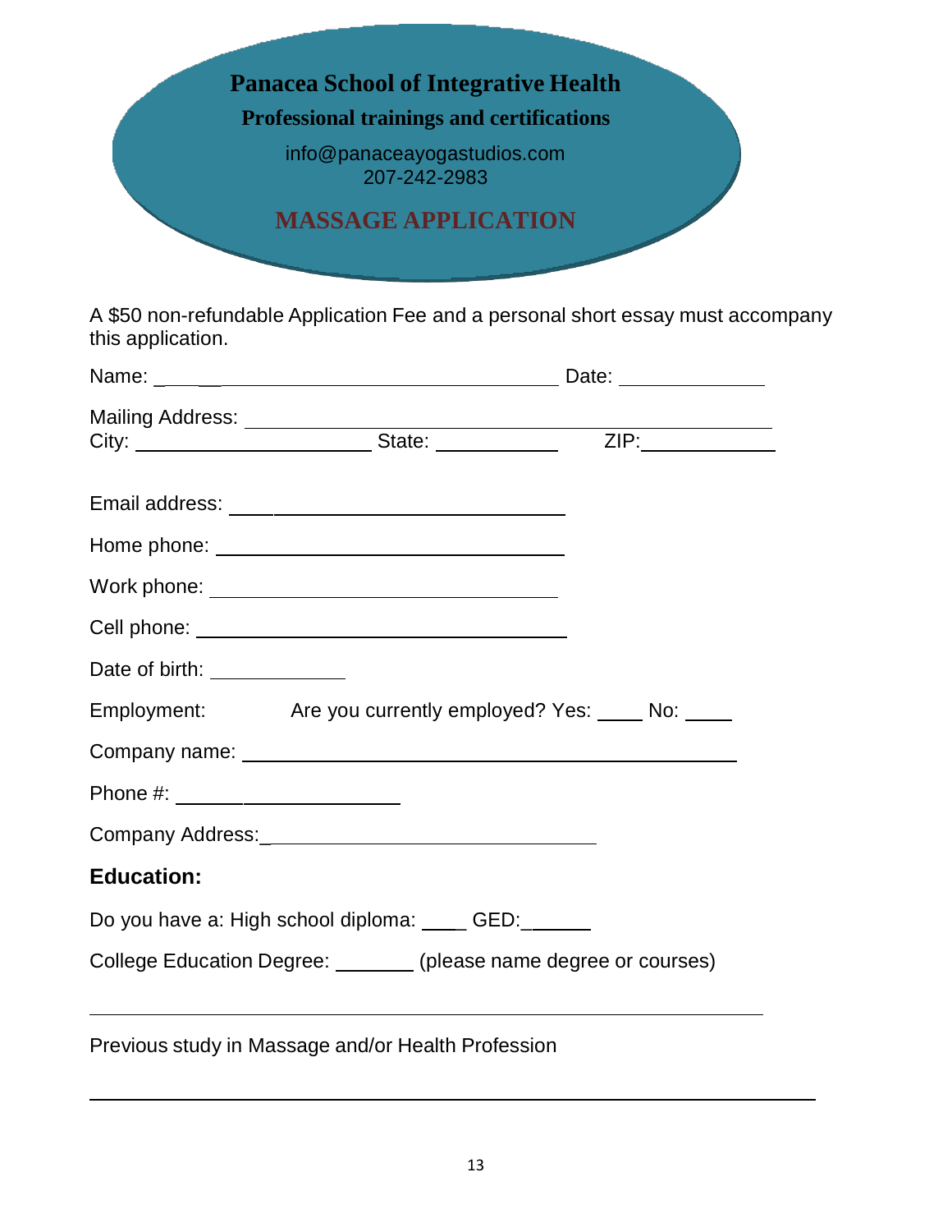# Panacea School of Integrative Health

**Professional trainings and certifications**

info@panaceayogastudios.com
207-242-2983

## MASSAGE APPLICATION

A $50 non-refundable Application Fee and a personal short essay must accompany this application.

Name: ______________________________________ Date: ______________

Mailing Address: ___________________________________________________
City: ______________________ State: ___________ ZIP:____________

Email address: ________________________________

Home phone: ________________________________

Work phone: ________________________________

Cell phone: ________________________________

Date of birth: ____________

Employment: Are you currently employed? Yes: ____ No: ____

Company name: ______________________________________________

Phone #: ____________________

Company Address:______________________________

### Education:

Do you have a: High school diploma: ____ GED:______

College Education Degree: _______ (please name degree or courses)

______________________________________________________________

Previous study in Massage and/or Health Profession

______________________________________________________________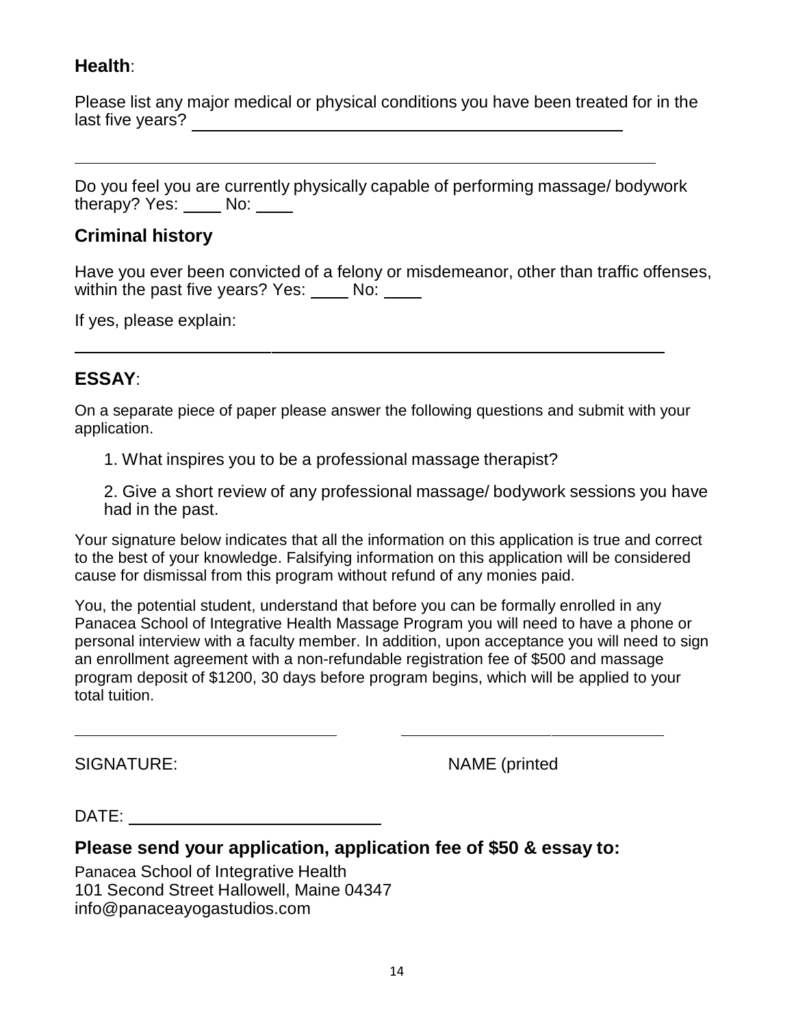**Health**:

Please list any major medical or physical conditions you have been treated for in the last five years? ____________________________________________

____________________________________________________________

Do you feel you are currently physically capable of performing massage/ bodywork therapy? Yes: ____ No: ____

## Criminal history

Have you ever been convicted of a felony or misdemeanor, other than traffic offenses, within the past five years? Yes: ____ No: ____

If yes, please explain:

____________________________________________________________

## ESSAY:

On a separate piece of paper please answer the following questions and submit with your application.

1. What inspires you to be a professional massage therapist?
2. Give a short review of any professional massage/ bodywork sessions you have had in the past.

Your signature below indicates that all the information on this application is true and correct to the best of your knowledge. Falsifying information on this application will be considered cause for dismissal from this program without refund of any monies paid.

You, the potential student, understand that before you can be formally enrolled in any Panacea School of Integrative Health Massage Program you will need to have a phone or personal interview with a faculty member. In addition, upon acceptance you will need to sign an enrollment agreement with a non-refundable registration fee of $500 and massage program deposit of $1200, 30 days before program begins, which will be applied to your total tuition.

______________________________ ______________________________

SIGNATURE: NAME (printed

DATE: ________________________

## Please send your application, application fee of $50 & essay to:

Panacea School of Integrative Health
101 Second Street Hallowell, Maine 04347
info@panaceayogastudios.com